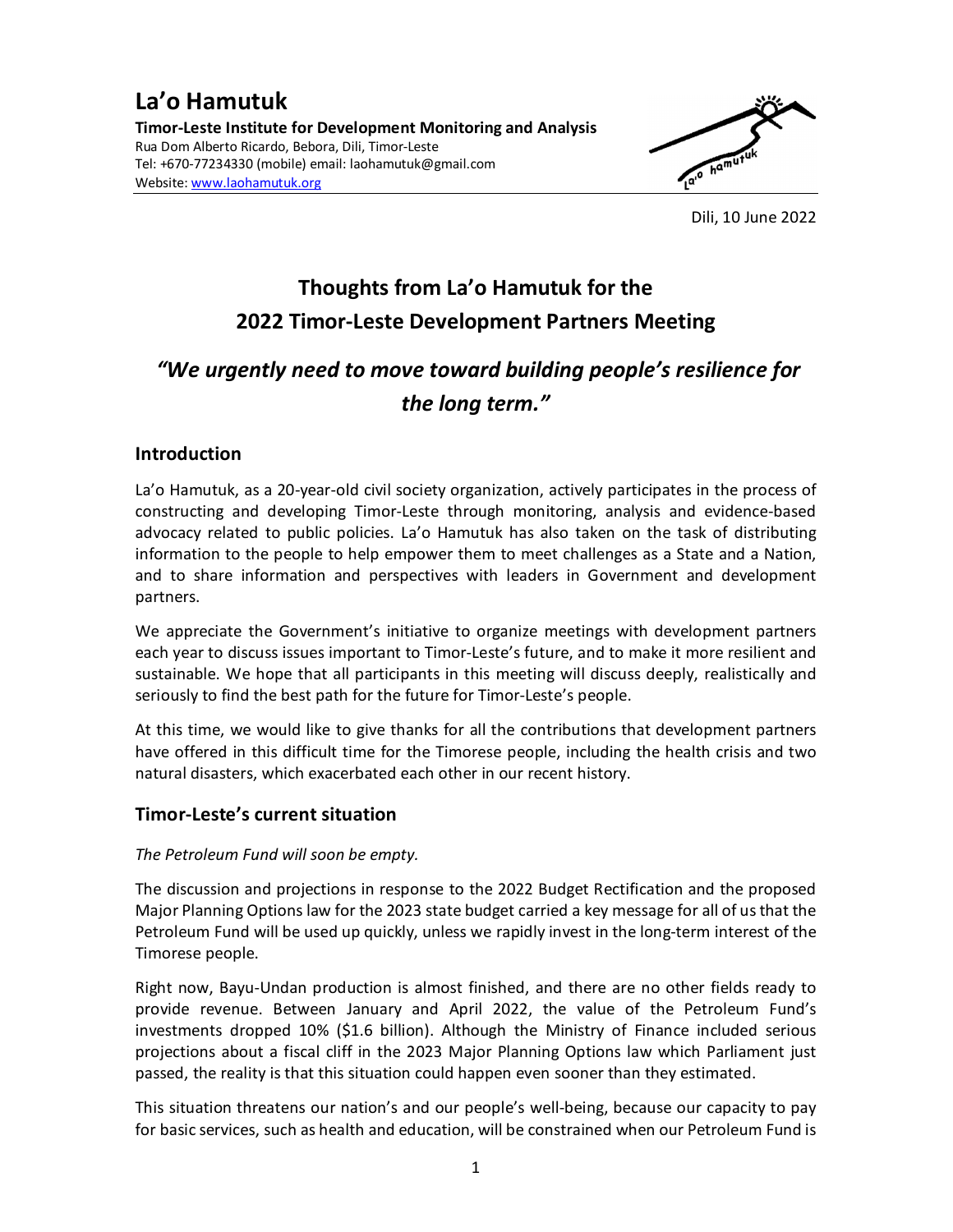# La'o Hamutuk

**Timor-Leste Institute for Development Monitoring and Analysis**
Rua Dom Alberto Ricardo, Bebora, Dili, Timor-Leste
Tel: +670-77234330 (mobile) email: laohamutuk@gmail.com
Website: www.laohamutuk.org

Dili, 10 June 2022

## Thoughts from La'o Hamutuk for the 2022 Timor-Leste Development Partners Meeting

### *"We urgently need to move toward building people's resilience for the long term."*

### Introduction

La'o Hamutuk, as a 20-year-old civil society organization, actively participates in the process of constructing and developing Timor-Leste through monitoring, analysis and evidence-based advocacy related to public policies. La'o Hamutuk has also taken on the task of distributing information to the people to help empower them to meet challenges as a State and a Nation, and to share information and perspectives with leaders in Government and development partners.

We appreciate the Government's initiative to organize meetings with development partners each year to discuss issues important to Timor-Leste's future, and to make it more resilient and sustainable. We hope that all participants in this meeting will discuss deeply, realistically and seriously to find the best path for the future for Timor-Leste's people.

At this time, we would like to give thanks for all the contributions that development partners have offered in this difficult time for the Timorese people, including the health crisis and two natural disasters, which exacerbated each other in our recent history.

### Timor-Leste's current situation

*The Petroleum Fund will soon be empty.*

The discussion and projections in response to the 2022 Budget Rectification and the proposed Major Planning Options law for the 2023 state budget carried a key message for all of us that the Petroleum Fund will be used up quickly, unless we rapidly invest in the long-term interest of the Timorese people.

Right now, Bayu-Undan production is almost finished, and there are no other fields ready to provide revenue. Between January and April 2022, the value of the Petroleum Fund's investments dropped 10% ($1.6 billion). Although the Ministry of Finance included serious projections about a fiscal cliff in the 2023 Major Planning Options law which Parliament just passed, the reality is that this situation could happen even sooner than they estimated.

This situation threatens our nation's and our people's well-being, because our capacity to pay for basic services, such as health and education, will be constrained when our Petroleum Fund is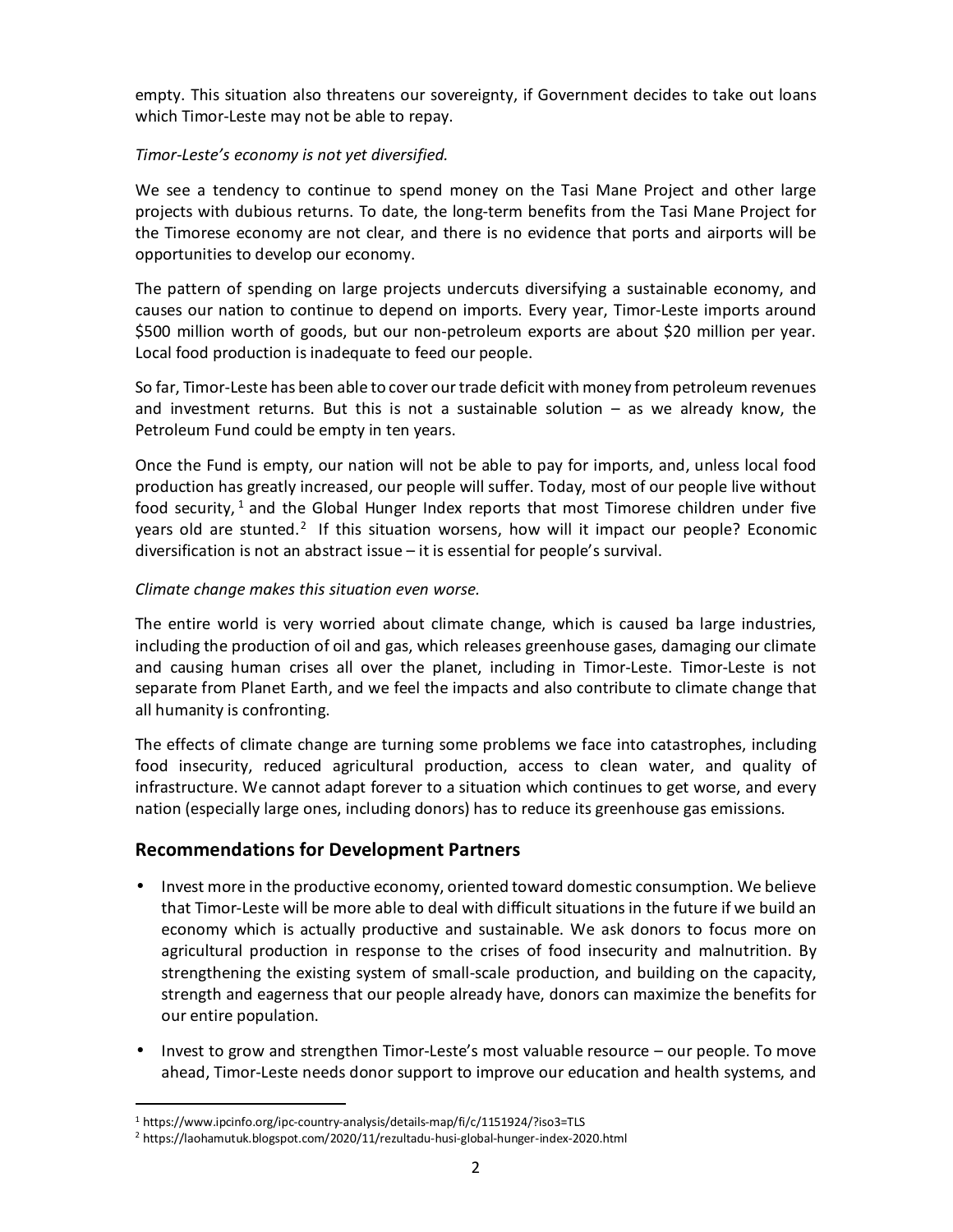empty. This situation also threatens our sovereignty, if Government decides to take out loans which Timor-Leste may not be able to repay.

*Timor-Leste's economy is not yet diversified.*

We see a tendency to continue to spend money on the Tasi Mane Project and other large projects with dubious returns. To date, the long-term benefits from the Tasi Mane Project for the Timorese economy are not clear, and there is no evidence that ports and airports will be opportunities to develop our economy.

The pattern of spending on large projects undercuts diversifying a sustainable economy, and causes our nation to continue to depend on imports. Every year, Timor-Leste imports around \$500 million worth of goods, but our non-petroleum exports are about \$20 million per year. Local food production is inadequate to feed our people.

So far, Timor-Leste has been able to cover our trade deficit with money from petroleum revenues and investment returns. But this is not a sustainable solution – as we already know, the Petroleum Fund could be empty in ten years.

Once the Fund is empty, our nation will not be able to pay for imports, and, unless local food production has greatly increased, our people will suffer. Today, most of our people live without food security,[1] and the Global Hunger Index reports that most Timorese children under five years old are stunted.[2] If this situation worsens, how will it impact our people? Economic diversification is not an abstract issue – it is essential for people's survival.

*Climate change makes this situation even worse.*

The entire world is very worried about climate change, which is caused ba large industries, including the production of oil and gas, which releases greenhouse gases, damaging our climate and causing human crises all over the planet, including in Timor-Leste. Timor-Leste is not separate from Planet Earth, and we feel the impacts and also contribute to climate change that all humanity is confronting.

The effects of climate change are turning some problems we face into catastrophes, including food insecurity, reduced agricultural production, access to clean water, and quality of infrastructure. We cannot adapt forever to a situation which continues to get worse, and every nation (especially large ones, including donors) has to reduce its greenhouse gas emissions.

## Recommendations for Development Partners

- Invest more in the productive economy, oriented toward domestic consumption. We believe that Timor-Leste will be more able to deal with difficult situations in the future if we build an economy which is actually productive and sustainable. We ask donors to focus more on agricultural production in response to the crises of food insecurity and malnutrition. By strengthening the existing system of small-scale production, and building on the capacity, strength and eagerness that our people already have, donors can maximize the benefits for our entire population.
- Invest to grow and strengthen Timor-Leste's most valuable resource – our people. To move ahead, Timor-Leste needs donor support to improve our education and health systems, and

---

[1] https://www.ipcinfo.org/ipc-country-analysis/details-map/fi/c/1151924/?iso3=TLS

[2] https://laohamutuk.blogspot.com/2020/11/rezultadu-husi-global-hunger-index-2020.html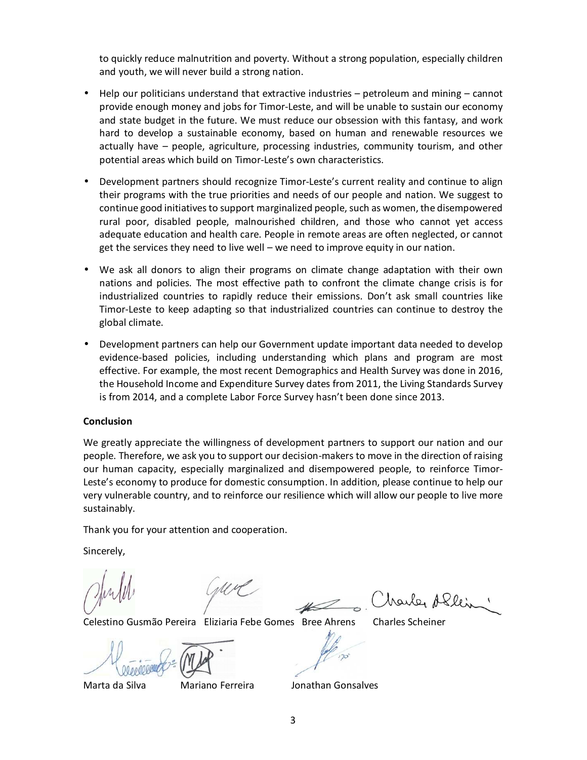to quickly reduce malnutrition and poverty. Without a strong population, especially children and youth, we will never build a strong nation.

- Help our politicians understand that extractive industries – petroleum and mining – cannot provide enough money and jobs for Timor-Leste, and will be unable to sustain our economy and state budget in the future. We must reduce our obsession with this fantasy, and work hard to develop a sustainable economy, based on human and renewable resources we actually have – people, agriculture, processing industries, community tourism, and other potential areas which build on Timor-Leste's own characteristics.
- Development partners should recognize Timor-Leste's current reality and continue to align their programs with the true priorities and needs of our people and nation. We suggest to continue good initiatives to support marginalized people, such as women, the disempowered rural poor, disabled people, malnourished children, and those who cannot yet access adequate education and health care. People in remote areas are often neglected, or cannot get the services they need to live well – we need to improve equity in our nation.
- We ask all donors to align their programs on climate change adaptation with their own nations and policies. The most effective path to confront the climate change crisis is for industrialized countries to rapidly reduce their emissions. Don't ask small countries like Timor-Leste to keep adapting so that industrialized countries can continue to destroy the global climate.
- Development partners can help our Government update important data needed to develop evidence-based policies, including understanding which plans and program are most effective. For example, the most recent Demographics and Health Survey was done in 2016, the Household Income and Expenditure Survey dates from 2011, the Living Standards Survey is from 2014, and a complete Labor Force Survey hasn't been done since 2013.

**Conclusion**

We greatly appreciate the willingness of development partners to support our nation and our people. Therefore, we ask you to support our decision-makers to move in the direction of raising our human capacity, especially marginalized and disempowered people, to reinforce Timor-Leste's economy to produce for domestic consumption. In addition, please continue to help our very vulnerable country, and to reinforce our resilience which will allow our people to live more sustainably.

Thank you for your attention and cooperation.

Sincerely,

Celestino Gusmão Pereira    Eliziaria Febe Gomes    Bree Ahrens    Charles Scheiner

Marta da Silva    Mariano Ferreira    Jonathan Gonsalves